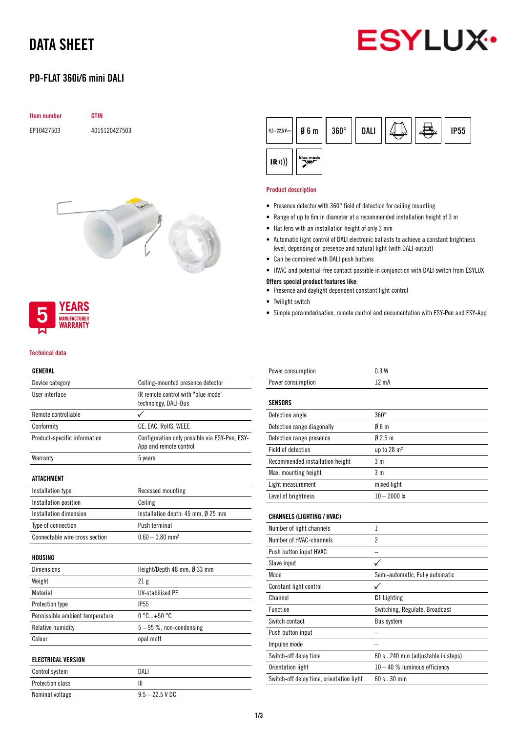# DATA SHEET

## PD-FLAT 360i/6 mini DALI

| Item number | GTIN |
|---|---|
| EP10427503 | 4015120427503 |

9,5 - 22,5 V ⎓ | Ø 6 m | 360° | DALI | IP55 | IR | blue mode

5 YEARS MANUFACTURER WARRANTY

### Product description

- Presence detector with 360° field of detection for ceiling mounting
- Range of up to 6m in diameter at a recommended installation height of 3 m
- flat lens with an installation height of only 3 mm
- Automatic light control of DALI electronic ballasts to achieve a constant brightness level, depending on presence and natural light (with DALI-output)
- Can be combined with DALI push buttons
- HVAC and potential-free contact possible in conjunction with DALI switch from ESYLUX

**Offers special product features like:**

- Presence and daylight dependent constant light control
- Twilight switch
- Simple parameterisation, remote control and documentation with ESY-Pen and ESY-App

### Technical data

| GENERAL | |
|---|---|
| Device category | Ceiling-mounted presence detector |
| User interface | IR remote control with "blue mode" technology, DALI-Bus |
| Remote controllable | ✓ |
| Conformity | CE, EAC, RoHS, WEEE |
| Product-specific information | Configuration only possible via ESY-Pen, ESY-App and remote control |
| Warranty | 5 years |

| ATTACHMENT | |
|---|---|
| Installation type | Recessed mounting |
| Installation position | Ceiling |
| Installation dimension | Installation depth: 45 mm, Ø 25 mm |
| Type of connection | Push terminal |
| Connectable wire cross section | 0.60 – 0.80 mm² |

| HOUSING | |
|---|---|
| Dimensions | Height/Depth 48 mm, Ø 33 mm |
| Weight | 21 g |
| Material | UV-stabilised PE |
| Protection type | IP55 |
| Permissible ambient temperature | 0 °C...+50 °C |
| Relative humidity | 5 – 95 %, non-condensing |
| Colour | opal matt |

| ELECTRICAL VERSION | |
|---|---|
| Control system | DALI |
| Protection class | III |
| Nominal voltage | 9.5 – 22.5 V DC |
| Power consumption | 0.3 W |
| Power consumption | 12 mA |

| SENSORS | |
|---|---|
| Detection angle | 360° |
| Detection range diagonally | Ø 6 m |
| Detection range presence | Ø 2.5 m |
| Field of detection | up to 28 m² |
| Recommended installation height | 3 m |
| Max. mounting height | 3 m |
| Light measurement | mixed light |
| Level of brightness | 10 – 2000 lx |

| CHANNELS (LIGHTING / HVAC) | |
|---|---|
| Number of light channels | 1 |
| Number of HVAC-channels | 2 |
| Push button input HVAC | – |
| Slave input | ✓ |
| Mode | Semi-automatic, Fully automatic |
| Constant light control | ✓ |
| Channel | **C1** Lighting |
| Function | Switching, Regulate, Broadcast |
| Switch contact | Bus system |
| Push button input | – |
| Impulse mode | – |
| Switch-off delay time | 60 s...240 min (adjustable in steps) |
| Orientation light | 10 – 40 % luminous efficiency |
| Switch-off delay time, orientation light | 60 s...30 min |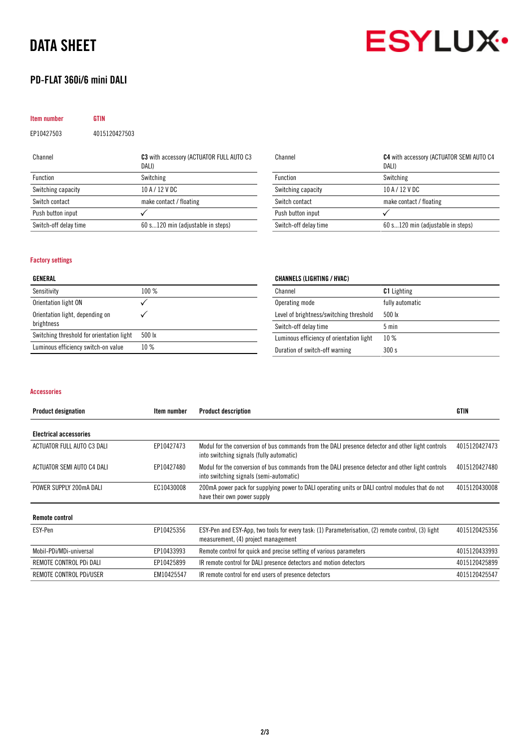# DATA SHEET

## PD-FLAT 360i/6 mini DALI

| Item number | GTIN |
|---|---|
| EP10427503 | 4015120427503 |

| Channel | **C3** with accessory (ACTUATOR FULL AUTO C3 DALI) |
|---|---|
| Function | Switching |
| Switching capacity | 10 A / 12 V DC |
| Switch contact | make contact / floating |
| Push button input | ✓ |
| Switch-off delay time | 60 s...120 min (adjustable in steps) |

| Channel | **C4** with accessory (ACTUATOR SEMI AUTO C4 DALI) |
|---|---|
| Function | Switching |
| Switching capacity | 10 A / 12 V DC |
| Switch contact | make contact / floating |
| Push button input | ✓ |
| Switch-off delay time | 60 s...120 min (adjustable in steps) |

### Factory settings

| GENERAL | |
|---|---|
| Sensitivity | 100 % |
| Orientation light ON | ✓ |
| Orientation light, depending on brightness | ✓ |
| Switching threshold for orientation light | 500 lx |
| Luminous efficiency switch-on value | 10 % |

| CHANNELS (LIGHTING / HVAC) | |
|---|---|
| Channel | **C1** Lighting |
| Operating mode | fully automatic |
| Level of brightness/switching threshold | 500 lx |
| Switch-off delay time | 5 min |
| Luminous efficiency of orientation light | 10 % |
| Duration of switch-off warning | 300 s |

### Accessories

| Product designation | Item number | Product description | GTIN |
|---|---|---|---|
| **Electrical accessories** | | | |
| ACTUATOR FULL AUTO C3 DALI | EP10427473 | Modul for the conversion of bus commands from the DALI presence detector and other light controls into switching signals (fully automatic) | 4015120427473 |
| ACTUATOR SEMI AUTO C4 DALI | EP10427480 | Modul for the conversion of bus commands from the DALI presence detector and other light controls into switching signals (semi-automatic) | 4015120427480 |
| POWER SUPPLY 200mA DALI | EC10430008 | 200mA power pack for supplying power to DALI operating units or DALI control modules that do not have their own power supply | 4015120430008 |
| **Remote control** | | | |
| ESY-Pen | EP10425356 | ESY-Pen and ESY-App, two tools for every task: (1) Parameterisation, (2) remote control, (3) light measurement, (4) project management | 4015120425356 |
| Mobil-PDi/MDi-universal | EP10433993 | Remote control for quick and precise setting of various parameters | 4015120433993 |
| REMOTE CONTROL PDi DALI | EP10425899 | IR remote control for DALI presence detectors and motion detectors | 4015120425899 |
| REMOTE CONTROL PDi/USER | EM10425547 | IR remote control for end users of presence detectors | 4015120425547 |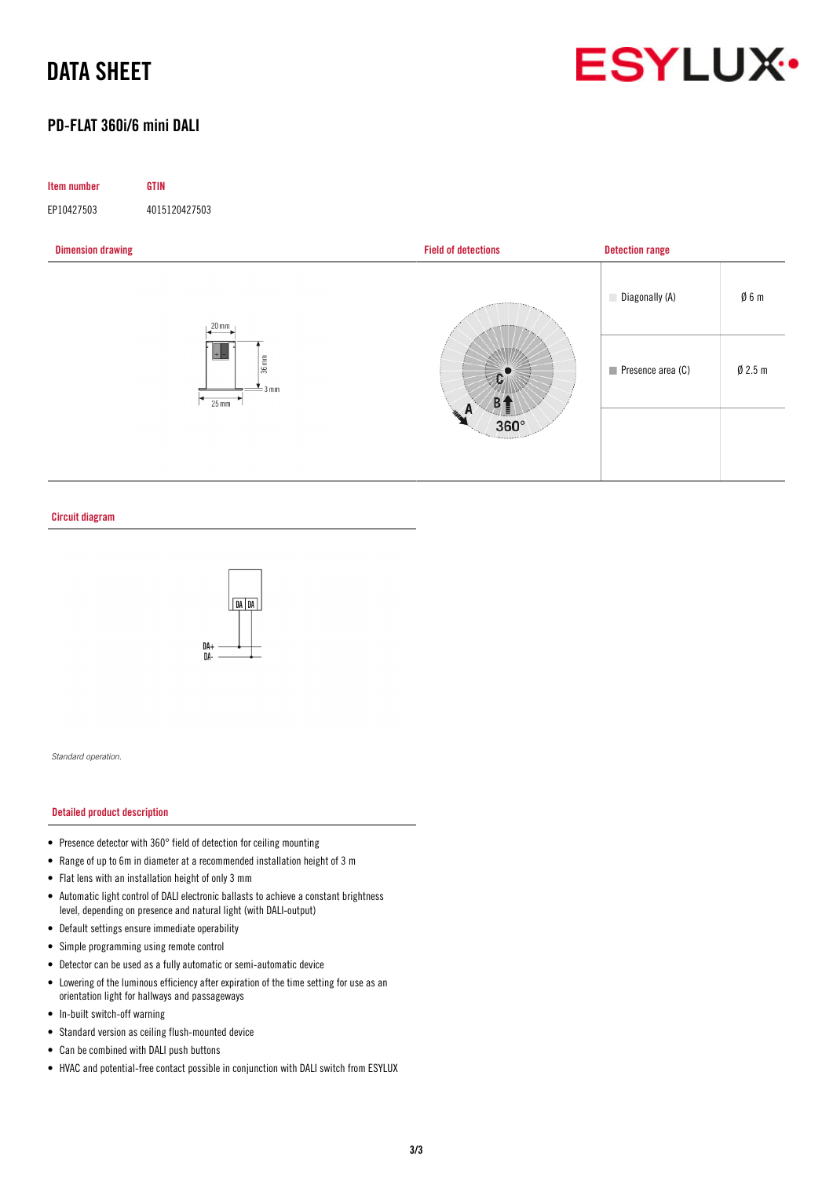# DATA SHEET

## PD-FLAT 360i/6 mini DALI

| Item number | GTIN |
|---|---|
| EP10427503 | 4015120427503 |

### Dimension drawing

20 mm
36 mm
3 mm
25 mm

### Field of detections

A
B
C
360°

### Detection range

| | |
|---|---|
| Diagonally (A) | Ø 6 m |
| Presence area (C) | Ø 2.5 m |

### Circuit diagram

DA DA
DA+
DA-

*Standard operation.*

### Detailed product description

- Presence detector with 360° field of detection for ceiling mounting
- Range of up to 6m in diameter at a recommended installation height of 3 m
- Flat lens with an installation height of only 3 mm
- Automatic light control of DALI electronic ballasts to achieve a constant brightness level, depending on presence and natural light (with DALI-output)
- Default settings ensure immediate operability
- Simple programming using remote control
- Detector can be used as a fully automatic or semi-automatic device
- Lowering of the luminous efficiency after expiration of the time setting for use as an orientation light for hallways and passageways
- In-built switch-off warning
- Standard version as ceiling flush-mounted device
- Can be combined with DALI push buttons
- HVAC and potential-free contact possible in conjunction with DALI switch from ESYLUX